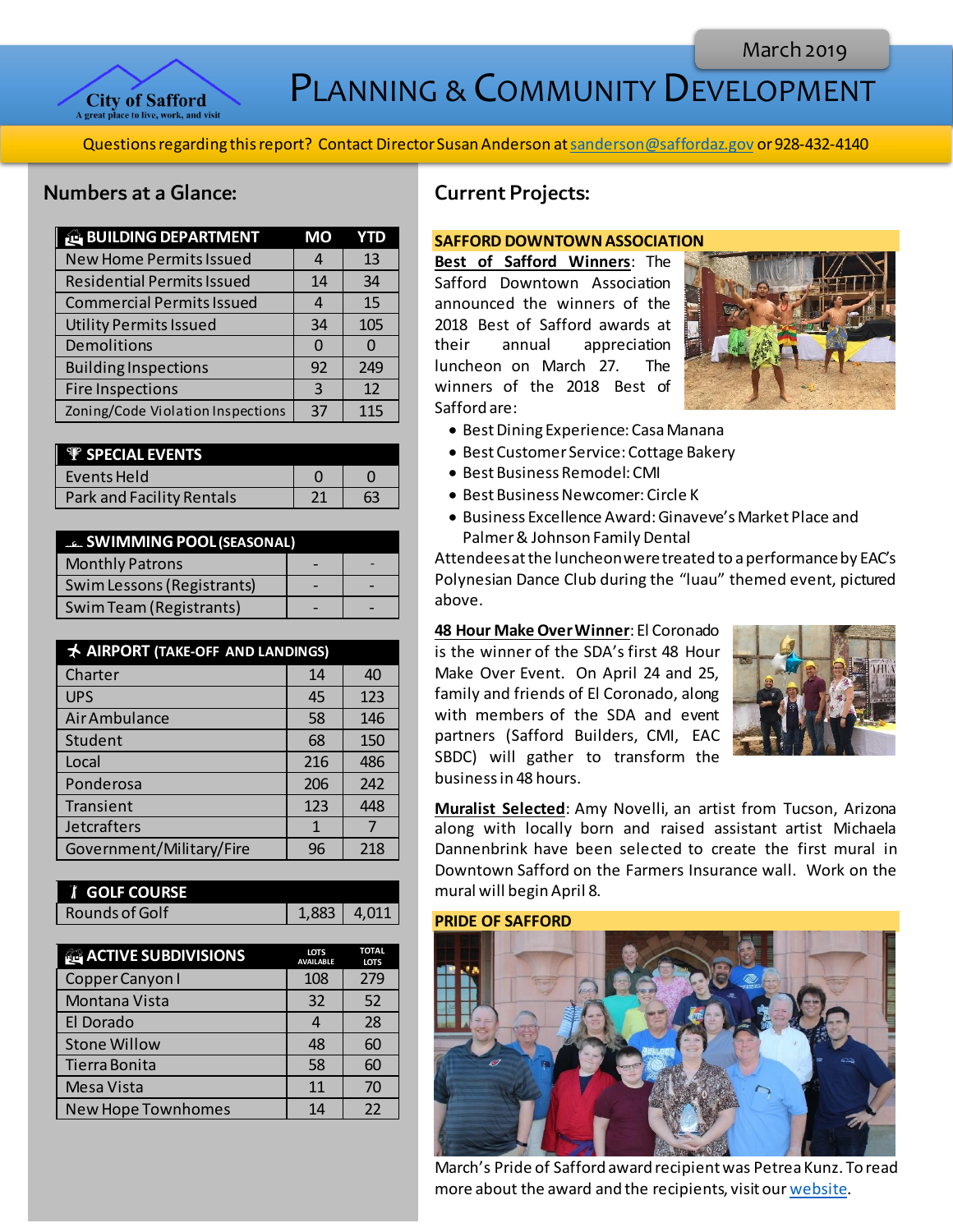March 2019

City of Safford
A great place to live, work, and visit

# Planning & Community Development

Questions regarding this report? Contact Director Susan Anderson at sanderson@saffordaz.gov or 928-432-4140

## Numbers at a Glance:

| BUILDING DEPARTMENT | MO | YTD |
|---|---|---|
| New Home Permits Issued | 4 | 13 |
| Residential Permits Issued | 14 | 34 |
| Commercial Permits Issued | 4 | 15 |
| Utility Permits Issued | 34 | 105 |
| Demolitions | 0 | 0 |
| Building Inspections | 92 | 249 |
| Fire Inspections | 3 | 12 |
| Zoning/Code Violation Inspections | 37 | 115 |

| SPECIAL EVENTS | | |
|---|---|---|
| Events Held | 0 | 0 |
| Park and Facility Rentals | 21 | 63 |

| SWIMMING POOL (SEASONAL) | | |
|---|---|---|
| Monthly Patrons | - | - |
| Swim Lessons (Registrants) | - | - |
| Swim Team (Registrants) | - | - |

| AIRPORT (TAKE-OFF AND LANDINGS) | | |
|---|---|---|
| Charter | 14 | 40 |
| UPS | 45 | 123 |
| Air Ambulance | 58 | 146 |
| Student | 68 | 150 |
| Local | 216 | 486 |
| Ponderosa | 206 | 242 |
| Transient | 123 | 448 |
| Jetcrafters | 1 | 7 |
| Government/Military/Fire | 96 | 218 |

| GOLF COURSE | | |
|---|---|---|
| Rounds of Golf | 1,883 | 4,011 |

| ACTIVE SUBDIVISIONS | LOTS AVAILABLE | TOTAL LOTS |
|---|---|---|
| Copper Canyon I | 108 | 279 |
| Montana Vista | 32 | 52 |
| El Dorado | 4 | 28 |
| Stone Willow | 48 | 60 |
| Tierra Bonita | 58 | 60 |
| Mesa Vista | 11 | 70 |
| New Hope Townhomes | 14 | 22 |

## Current Projects:

### SAFFORD DOWNTOWN ASSOCIATION

**Best of Safford Winners**: The Safford Downtown Association announced the winners of the 2018 Best of Safford awards at their annual appreciation luncheon on March 27. The winners of the 2018 Best of Safford are:

- Best Dining Experience: Casa Manana
- Best Customer Service: Cottage Bakery
- Best Business Remodel: CMI
- Best Business Newcomer: Circle K
- Business Excellence Award: Ginaveve's Market Place and Palmer & Johnson Family Dental

Attendees at the luncheon were treated to a performance by EAC's Polynesian Dance Club during the "luau" themed event, pictured above.

**48 Hour Make Over Winner**: El Coronado is the winner of the SDA's first 48 Hour Make Over Event. On April 24 and 25, family and friends of El Coronado, along with members of the SDA and event partners (Safford Builders, CMI, EAC SBDC) will gather to transform the business in 48 hours.

**Muralist Selected**: Amy Novelli, an artist from Tucson, Arizona along with locally born and raised assistant artist Michaela Dannenbrink have been selected to create the first mural in Downtown Safford on the Farmers Insurance wall. Work on the mural will begin April 8.

### PRIDE OF SAFFORD

March's Pride of Safford award recipient was Petrea Kunz. To read more about the award and the recipients, visit our website.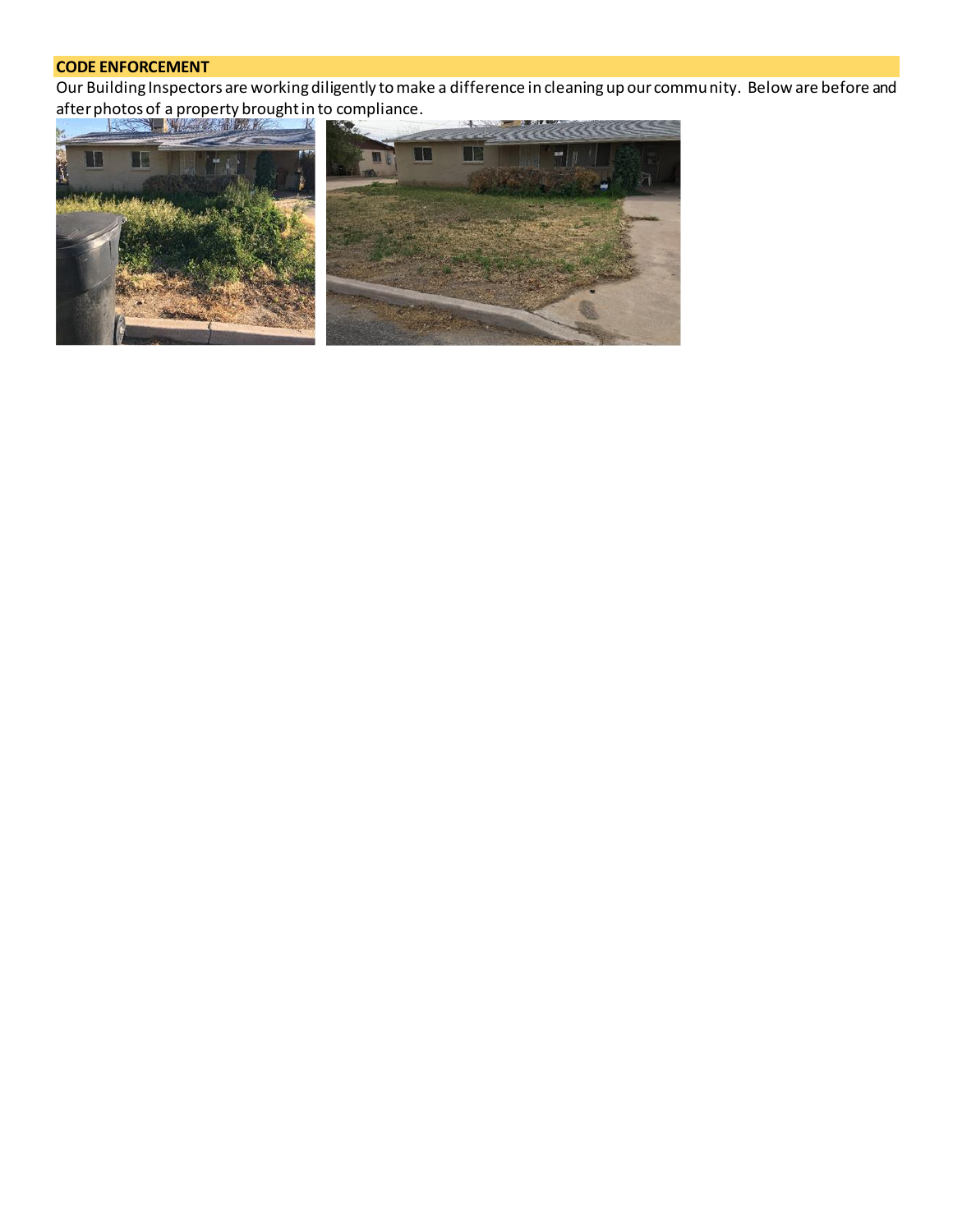## CODE ENFORCEMENT

Our Building Inspectors are working diligently to make a difference in cleaning up our community. Below are before and after photos of a property brought in to compliance.